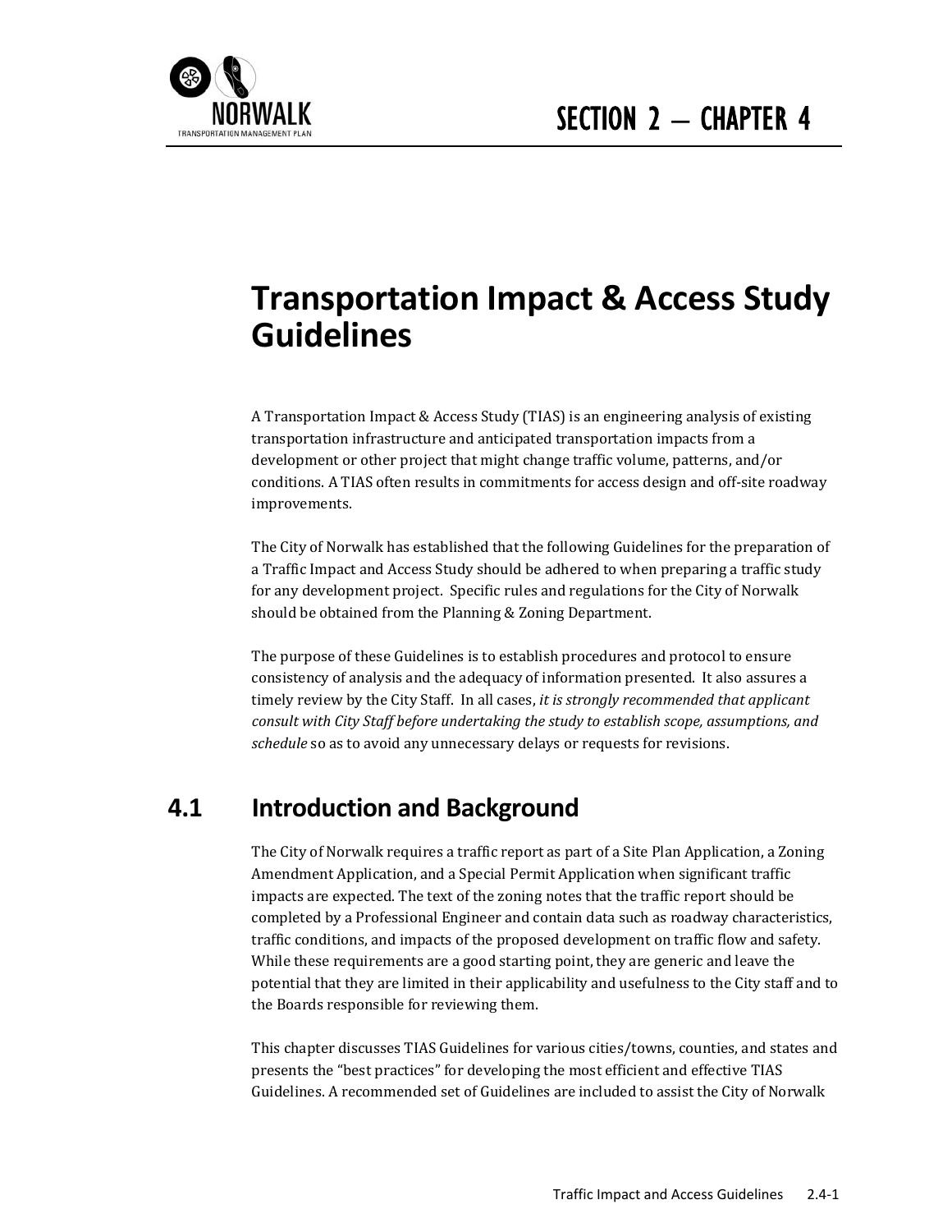# SECTION 2 – CHAPTER 4

# Transportation Impact & Access Study Guidelines

A Transportation Impact & Access Study (TIAS) is an engineering analysis of existing transportation infrastructure and anticipated transportation impacts from a development or other project that might change traffic volume, patterns, and/or conditions. A TIAS often results in commitments for access design and off-site roadway improvements.

The City of Norwalk has established that the following Guidelines for the preparation of a Traffic Impact and Access Study should be adhered to when preparing a traffic study for any development project. Specific rules and regulations for the City of Norwalk should be obtained from the Planning & Zoning Department.

The purpose of these Guidelines is to establish procedures and protocol to ensure consistency of analysis and the adequacy of information presented. It also assures a timely review by the City Staff. In all cases, *it is strongly recommended that applicant consult with City Staff before undertaking the study to establish scope, assumptions, and schedule* so as to avoid any unnecessary delays or requests for revisions.

## 4.1 Introduction and Background

The City of Norwalk requires a traffic report as part of a Site Plan Application, a Zoning Amendment Application, and a Special Permit Application when significant traffic impacts are expected. The text of the zoning notes that the traffic report should be completed by a Professional Engineer and contain data such as roadway characteristics, traffic conditions, and impacts of the proposed development on traffic flow and safety. While these requirements are a good starting point, they are generic and leave the potential that they are limited in their applicability and usefulness to the City staff and to the Boards responsible for reviewing them.

This chapter discusses TIAS Guidelines for various cities/towns, counties, and states and presents the "best practices" for developing the most efficient and effective TIAS Guidelines. A recommended set of Guidelines are included to assist the City of Norwalk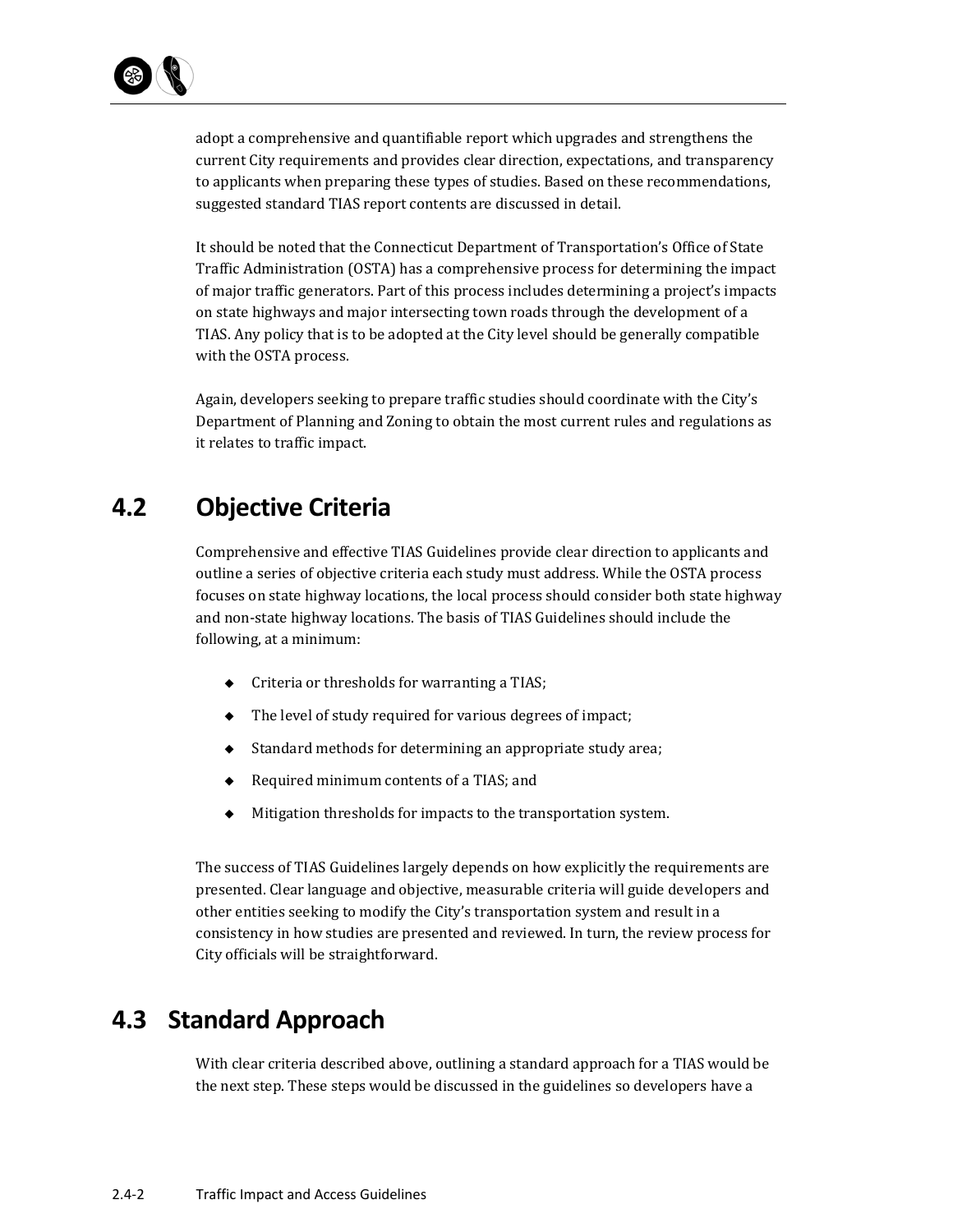adopt a comprehensive and quantifiable report which upgrades and strengthens the current City requirements and provides clear direction, expectations, and transparency to applicants when preparing these types of studies. Based on these recommendations, suggested standard TIAS report contents are discussed in detail.

It should be noted that the Connecticut Department of Transportation's Office of State Traffic Administration (OSTA) has a comprehensive process for determining the impact of major traffic generators. Part of this process includes determining a project's impacts on state highways and major intersecting town roads through the development of a TIAS. Any policy that is to be adopted at the City level should be generally compatible with the OSTA process.

Again, developers seeking to prepare traffic studies should coordinate with the City's Department of Planning and Zoning to obtain the most current rules and regulations as it relates to traffic impact.

## 4.2 Objective Criteria

Comprehensive and effective TIAS Guidelines provide clear direction to applicants and outline a series of objective criteria each study must address. While the OSTA process focuses on state highway locations, the local process should consider both state highway and non-state highway locations. The basis of TIAS Guidelines should include the following, at a minimum:

- Criteria or thresholds for warranting a TIAS;
- The level of study required for various degrees of impact;
- Standard methods for determining an appropriate study area;
- Required minimum contents of a TIAS; and
- Mitigation thresholds for impacts to the transportation system.

The success of TIAS Guidelines largely depends on how explicitly the requirements are presented. Clear language and objective, measurable criteria will guide developers and other entities seeking to modify the City's transportation system and result in a consistency in how studies are presented and reviewed. In turn, the review process for City officials will be straightforward.

## 4.3 Standard Approach

With clear criteria described above, outlining a standard approach for a TIAS would be the next step. These steps would be discussed in the guidelines so developers have a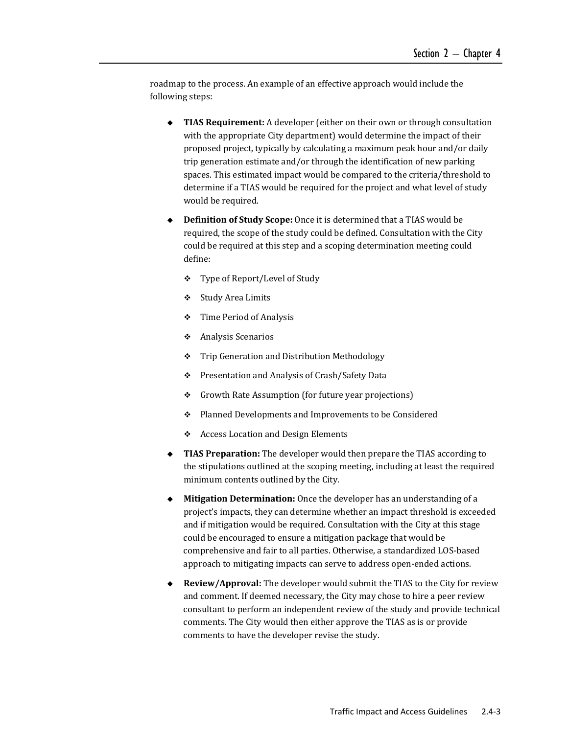roadmap to the process. An example of an effective approach would include the following steps:

- **TIAS Requirement:** A developer (either on their own or through consultation with the appropriate City department) would determine the impact of their proposed project, typically by calculating a maximum peak hour and/or daily trip generation estimate and/or through the identification of new parking spaces. This estimated impact would be compared to the criteria/threshold to determine if a TIAS would be required for the project and what level of study would be required.
- **Definition of Study Scope:** Once it is determined that a TIAS would be required, the scope of the study could be defined. Consultation with the City could be required at this step and a scoping determination meeting could define:
  - Type of Report/Level of Study
  - Study Area Limits
  - Time Period of Analysis
  - Analysis Scenarios
  - Trip Generation and Distribution Methodology
  - Presentation and Analysis of Crash/Safety Data
  - Growth Rate Assumption (for future year projections)
  - Planned Developments and Improvements to be Considered
  - Access Location and Design Elements
- **TIAS Preparation:** The developer would then prepare the TIAS according to the stipulations outlined at the scoping meeting, including at least the required minimum contents outlined by the City.
- **Mitigation Determination:** Once the developer has an understanding of a project's impacts, they can determine whether an impact threshold is exceeded and if mitigation would be required. Consultation with the City at this stage could be encouraged to ensure a mitigation package that would be comprehensive and fair to all parties. Otherwise, a standardized LOS-based approach to mitigating impacts can serve to address open-ended actions.
- **Review/Approval:** The developer would submit the TIAS to the City for review and comment. If deemed necessary, the City may chose to hire a peer review consultant to perform an independent review of the study and provide technical comments. The City would then either approve the TIAS as is or provide comments to have the developer revise the study.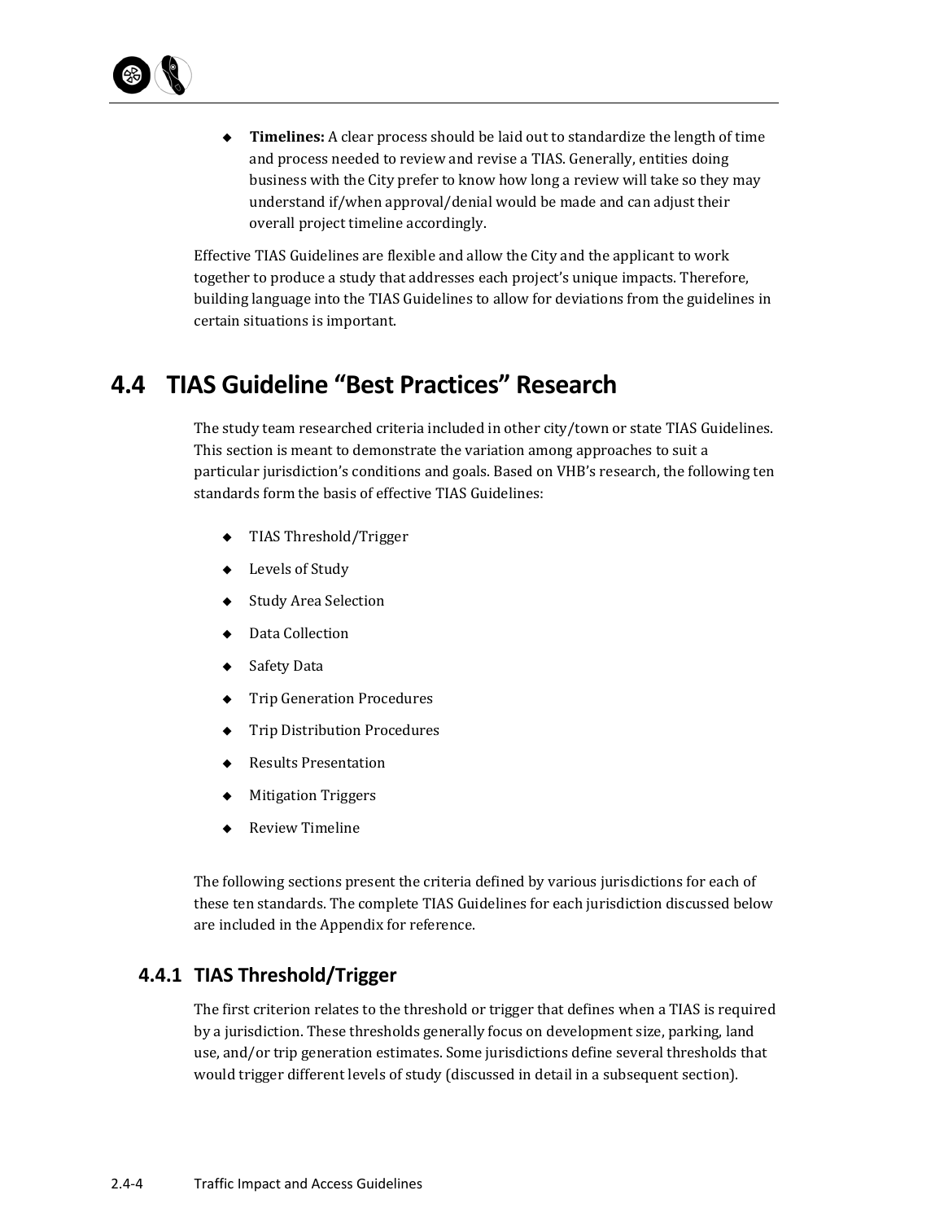- **Timelines:** A clear process should be laid out to standardize the length of time and process needed to review and revise a TIAS. Generally, entities doing business with the City prefer to know how long a review will take so they may understand if/when approval/denial would be made and can adjust their overall project timeline accordingly.

Effective TIAS Guidelines are flexible and allow the City and the applicant to work together to produce a study that addresses each project's unique impacts. Therefore, building language into the TIAS Guidelines to allow for deviations from the guidelines in certain situations is important.

## 4.4 TIAS Guideline "Best Practices" Research

The study team researched criteria included in other city/town or state TIAS Guidelines. This section is meant to demonstrate the variation among approaches to suit a particular jurisdiction's conditions and goals. Based on VHB's research, the following ten standards form the basis of effective TIAS Guidelines:

- TIAS Threshold/Trigger
- Levels of Study
- Study Area Selection
- Data Collection
- Safety Data
- Trip Generation Procedures
- Trip Distribution Procedures
- Results Presentation
- Mitigation Triggers
- Review Timeline

The following sections present the criteria defined by various jurisdictions for each of these ten standards. The complete TIAS Guidelines for each jurisdiction discussed below are included in the Appendix for reference.

### 4.4.1 TIAS Threshold/Trigger

The first criterion relates to the threshold or trigger that defines when a TIAS is required by a jurisdiction. These thresholds generally focus on development size, parking, land use, and/or trip generation estimates. Some jurisdictions define several thresholds that would trigger different levels of study (discussed in detail in a subsequent section).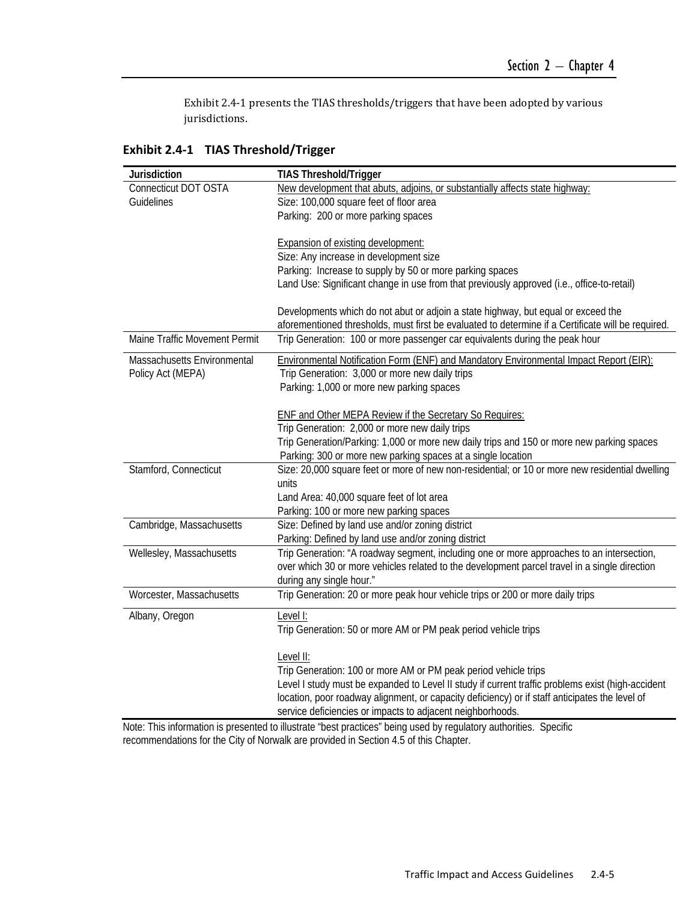Exhibit 2.4-1 presents the TIAS thresholds/triggers that have been adopted by various jurisdictions.

**Exhibit 2.4-1 TIAS Threshold/Trigger**

| Jurisdiction | TIAS Threshold/Trigger |
|---|---|
| Connecticut DOT OSTA Guidelines | New development that abuts, adjoins, or substantially affects state highway:<br>Size: 100,000 square feet of floor area<br>Parking: 200 or more parking spaces<br><br>Expansion of existing development:<br>Size: Any increase in development size<br>Parking: Increase to supply by 50 or more parking spaces<br>Land Use: Significant change in use from that previously approved (i.e., office-to-retail)<br><br>Developments which do not abut or adjoin a state highway, but equal or exceed the aforementioned thresholds, must first be evaluated to determine if a Certificate will be required. |
| Maine Traffic Movement Permit | Trip Generation: 100 or more passenger car equivalents during the peak hour |
| Massachusetts Environmental Policy Act (MEPA) | Environmental Notification Form (ENF) and Mandatory Environmental Impact Report (EIR):<br>Trip Generation: 3,000 or more new daily trips<br>Parking: 1,000 or more new parking spaces<br><br>ENF and Other MEPA Review if the Secretary So Requires:<br>Trip Generation: 2,000 or more new daily trips<br>Trip Generation/Parking: 1,000 or more new daily trips and 150 or more new parking spaces<br>Parking: 300 or more new parking spaces at a single location |
| Stamford, Connecticut | Size: 20,000 square feet or more of new non-residential; or 10 or more new residential dwelling units<br>Land Area: 40,000 square feet of lot area<br>Parking: 100 or more new parking spaces |
| Cambridge, Massachusetts | Size: Defined by land use and/or zoning district<br>Parking: Defined by land use and/or zoning district |
| Wellesley, Massachusetts | Trip Generation: "A roadway segment, including one or more approaches to an intersection, over which 30 or more vehicles related to the development parcel travel in a single direction during any single hour." |
| Worcester, Massachusetts | Trip Generation: 20 or more peak hour vehicle trips or 200 or more daily trips |
| Albany, Oregon | Level I:<br>Trip Generation: 50 or more AM or PM peak period vehicle trips<br><br>Level II:<br>Trip Generation: 100 or more AM or PM peak period vehicle trips<br>Level I study must be expanded to Level II study if current traffic problems exist (high-accident location, poor roadway alignment, or capacity deficiency) or if staff anticipates the level of service deficiencies or impacts to adjacent neighborhoods. |

Note: This information is presented to illustrate "best practices" being used by regulatory authorities. Specific recommendations for the City of Norwalk are provided in Section 4.5 of this Chapter.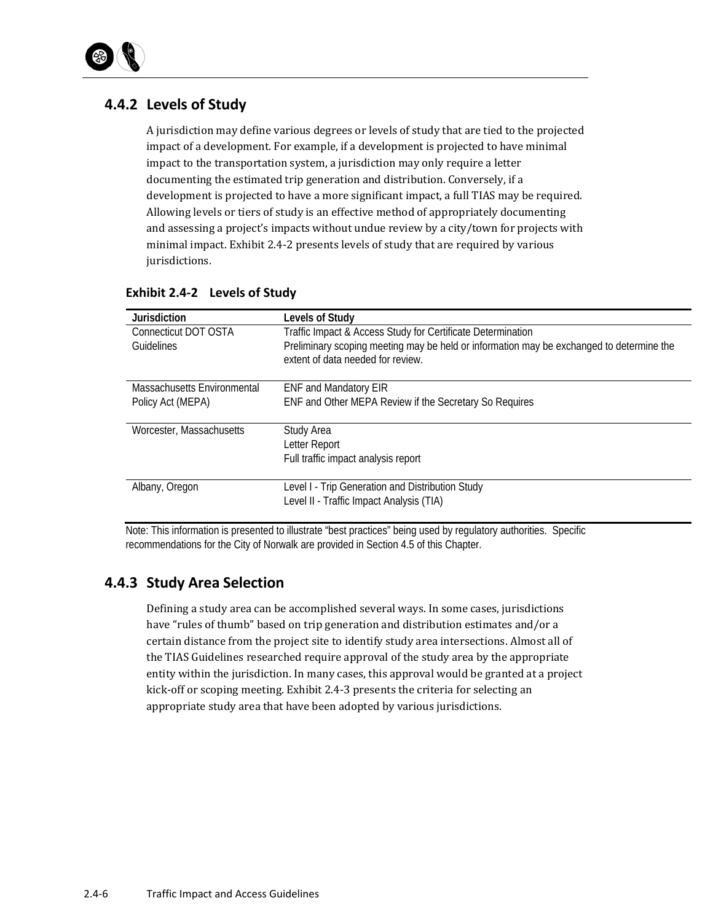### 4.4.2 Levels of Study

A jurisdiction may define various degrees or levels of study that are tied to the projected impact of a development. For example, if a development is projected to have minimal impact to the transportation system, a jurisdiction may only require a letter documenting the estimated trip generation and distribution. Conversely, if a development is projected to have a more significant impact, a full TIAS may be required. Allowing levels or tiers of study is an effective method of appropriately documenting and assessing a project's impacts without undue review by a city/town for projects with minimal impact. Exhibit 2.4-2 presents levels of study that are required by various jurisdictions.

**Exhibit 2.4-2 Levels of Study**

| Jurisdiction | Levels of Study |
| --- | --- |
| Connecticut DOT OSTA Guidelines | Traffic Impact & Access Study for Certificate Determination<br>Preliminary scoping meeting may be held or information may be exchanged to determine the extent of data needed for review. |
| Massachusetts Environmental Policy Act (MEPA) | ENF and Mandatory EIR<br>ENF and Other MEPA Review if the Secretary So Requires |
| Worcester, Massachusetts | Study Area<br>Letter Report<br>Full traffic impact analysis report |
| Albany, Oregon | Level I - Trip Generation and Distribution Study<br>Level II - Traffic Impact Analysis (TIA) |

Note: This information is presented to illustrate "best practices" being used by regulatory authorities. Specific recommendations for the City of Norwalk are provided in Section 4.5 of this Chapter.

### 4.4.3 Study Area Selection

Defining a study area can be accomplished several ways. In some cases, jurisdictions have "rules of thumb" based on trip generation and distribution estimates and/or a certain distance from the project site to identify study area intersections. Almost all of the TIAS Guidelines researched require approval of the study area by the appropriate entity within the jurisdiction. In many cases, this approval would be granted at a project kick-off or scoping meeting. Exhibit 2.4-3 presents the criteria for selecting an appropriate study area that have been adopted by various jurisdictions.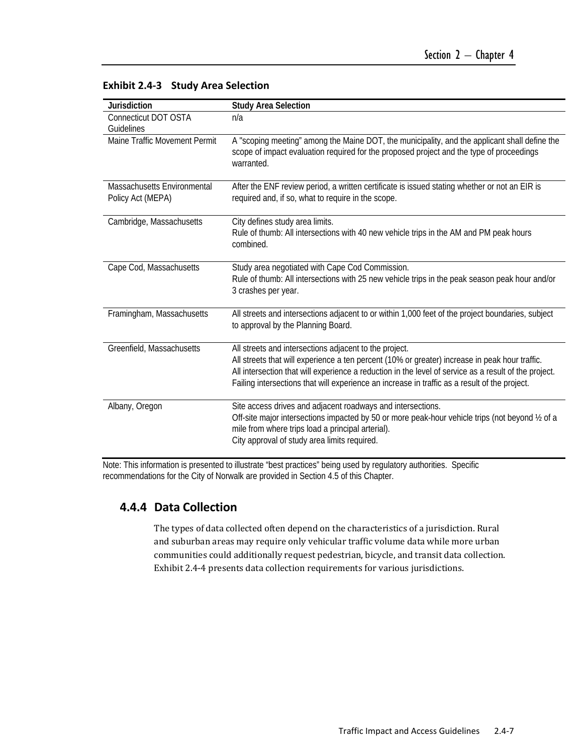**Exhibit 2.4-3 Study Area Selection**

| Jurisdiction | Study Area Selection |
| --- | --- |
| Connecticut DOT OSTA Guidelines | n/a |
| Maine Traffic Movement Permit | A "scoping meeting" among the Maine DOT, the municipality, and the applicant shall define the scope of impact evaluation required for the proposed project and the type of proceedings warranted. |
| Massachusetts Environmental Policy Act (MEPA) | After the ENF review period, a written certificate is issued stating whether or not an EIR is required and, if so, what to require in the scope. |
| Cambridge, Massachusetts | City defines study area limits.<br>Rule of thumb: All intersections with 40 new vehicle trips in the AM and PM peak hours combined. |
| Cape Cod, Massachusetts | Study area negotiated with Cape Cod Commission.<br>Rule of thumb: All intersections with 25 new vehicle trips in the peak season peak hour and/or 3 crashes per year. |
| Framingham, Massachusetts | All streets and intersections adjacent to or within 1,000 feet of the project boundaries, subject to approval by the Planning Board. |
| Greenfield, Massachusetts | All streets and intersections adjacent to the project.<br>All streets that will experience a ten percent (10% or greater) increase in peak hour traffic.<br>All intersection that will experience a reduction in the level of service as a result of the project.<br>Failing intersections that will experience an increase in traffic as a result of the project. |
| Albany, Oregon | Site access drives and adjacent roadways and intersections.<br>Off-site major intersections impacted by 50 or more peak-hour vehicle trips (not beyond ½ of a mile from where trips load a principal arterial).<br>City approval of study area limits required. |

Note: This information is presented to illustrate "best practices" being used by regulatory authorities. Specific recommendations for the City of Norwalk are provided in Section 4.5 of this Chapter.

### 4.4.4 Data Collection

The types of data collected often depend on the characteristics of a jurisdiction. Rural and suburban areas may require only vehicular traffic volume data while more urban communities could additionally request pedestrian, bicycle, and transit data collection. Exhibit 2.4-4 presents data collection requirements for various jurisdictions.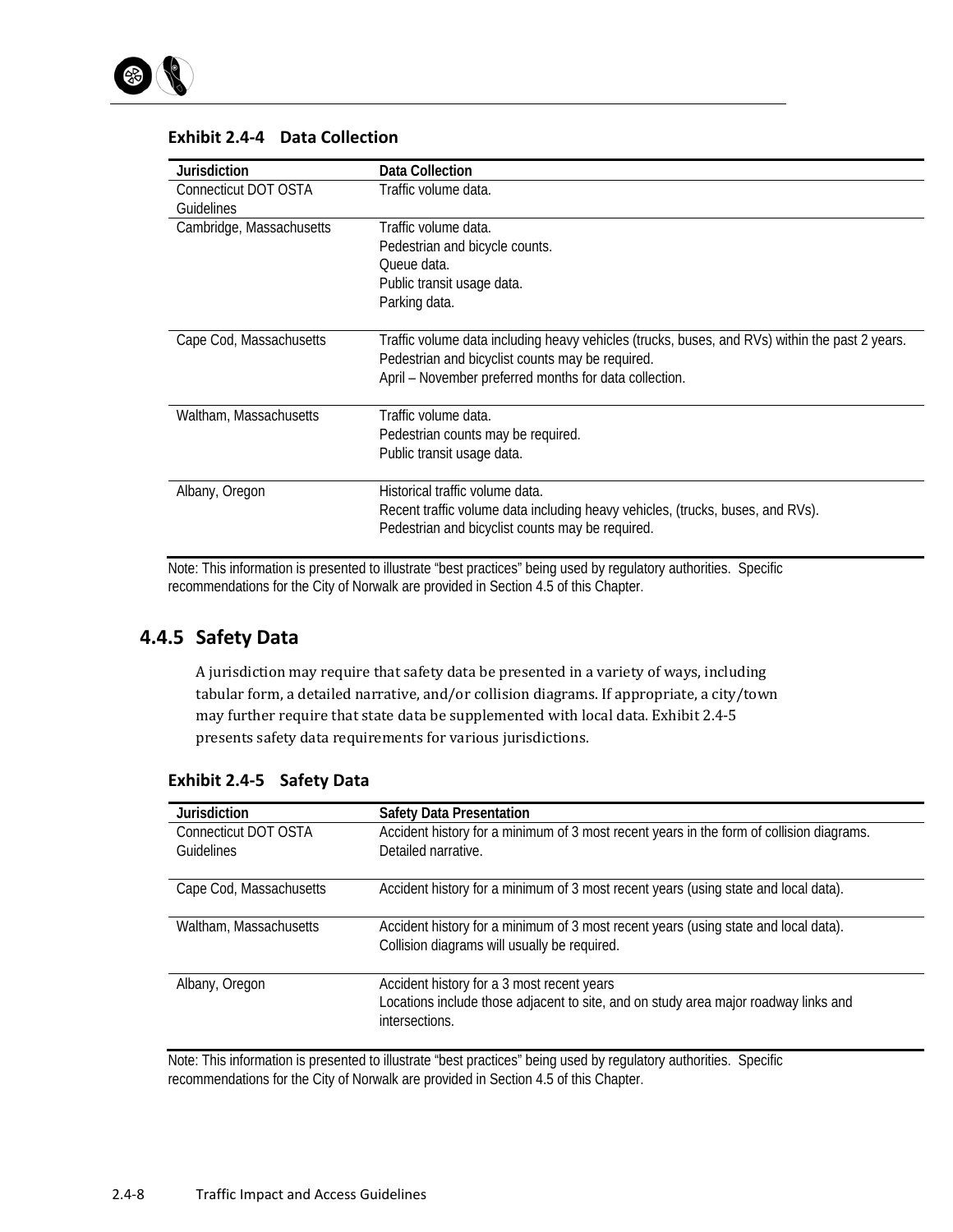**Exhibit 2.4-4 Data Collection**

| Jurisdiction | Data Collection |
| --- | --- |
| Connecticut DOT OSTA Guidelines | Traffic volume data. |
| Cambridge, Massachusetts | Traffic volume data.<br>Pedestrian and bicycle counts.<br>Queue data.<br>Public transit usage data.<br>Parking data. |
| Cape Cod, Massachusetts | Traffic volume data including heavy vehicles (trucks, buses, and RVs) within the past 2 years.<br>Pedestrian and bicyclist counts may be required.<br>April – November preferred months for data collection. |
| Waltham, Massachusetts | Traffic volume data.<br>Pedestrian counts may be required.<br>Public transit usage data. |
| Albany, Oregon | Historical traffic volume data.<br>Recent traffic volume data including heavy vehicles, (trucks, buses, and RVs).<br>Pedestrian and bicyclist counts may be required. |

Note: This information is presented to illustrate "best practices" being used by regulatory authorities. Specific recommendations for the City of Norwalk are provided in Section 4.5 of this Chapter.

### 4.4.5 Safety Data

A jurisdiction may require that safety data be presented in a variety of ways, including tabular form, a detailed narrative, and/or collision diagrams. If appropriate, a city/town may further require that state data be supplemented with local data. Exhibit 2.4-5 presents safety data requirements for various jurisdictions.

**Exhibit 2.4-5 Safety Data**

| Jurisdiction | Safety Data Presentation |
| --- | --- |
| Connecticut DOT OSTA Guidelines | Accident history for a minimum of 3 most recent years in the form of collision diagrams.<br>Detailed narrative. |
| Cape Cod, Massachusetts | Accident history for a minimum of 3 most recent years (using state and local data). |
| Waltham, Massachusetts | Accident history for a minimum of 3 most recent years (using state and local data).<br>Collision diagrams will usually be required. |
| Albany, Oregon | Accident history for a 3 most recent years<br>Locations include those adjacent to site, and on study area major roadway links and intersections. |

Note: This information is presented to illustrate "best practices" being used by regulatory authorities. Specific recommendations for the City of Norwalk are provided in Section 4.5 of this Chapter.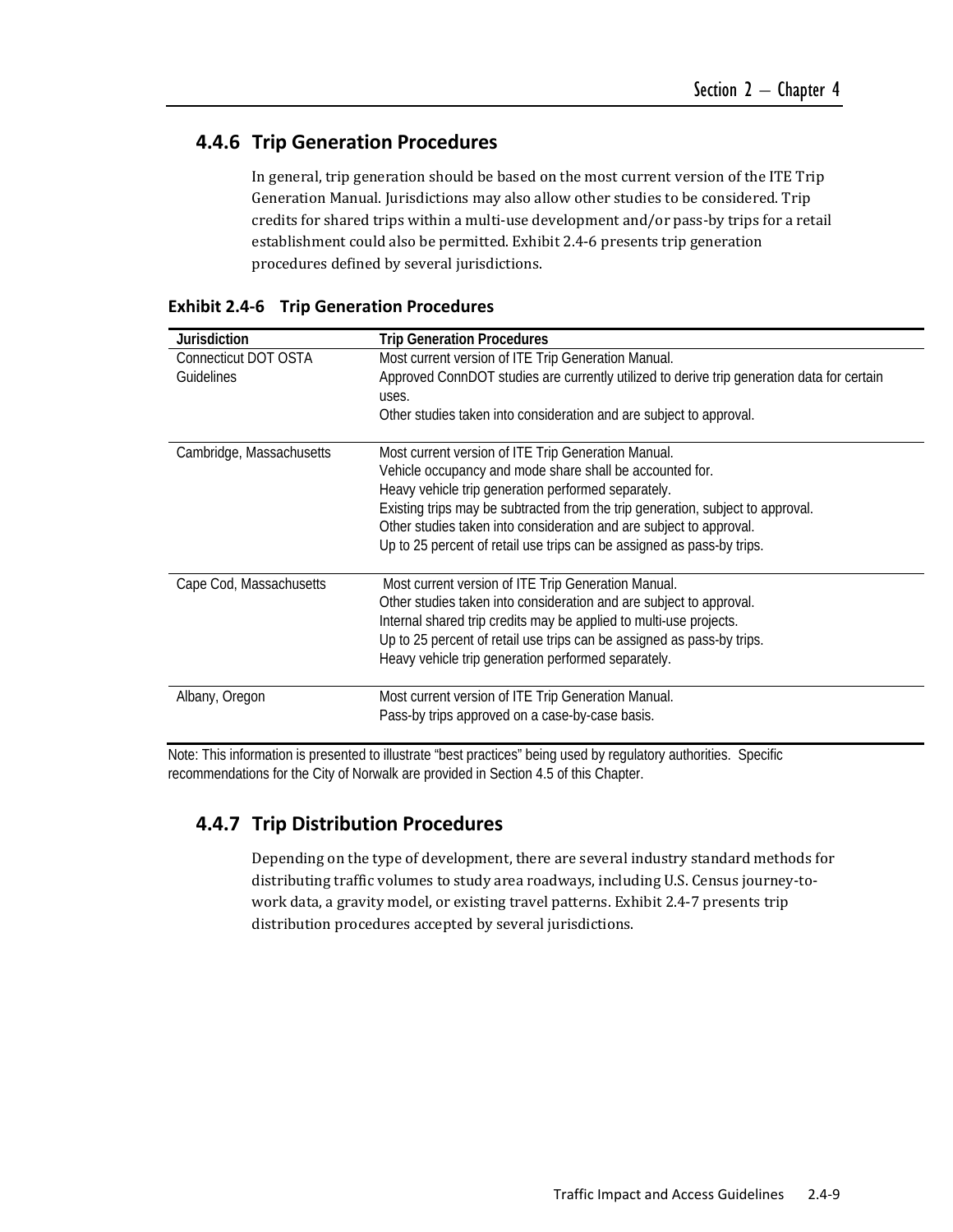### 4.4.6 Trip Generation Procedures

In general, trip generation should be based on the most current version of the ITE Trip Generation Manual. Jurisdictions may also allow other studies to be considered. Trip credits for shared trips within a multi-use development and/or pass-by trips for a retail establishment could also be permitted. Exhibit 2.4-6 presents trip generation procedures defined by several jurisdictions.

**Exhibit 2.4-6 Trip Generation Procedures**

| Jurisdiction | Trip Generation Procedures |
|---|---|
| Connecticut DOT OSTA Guidelines | Most current version of ITE Trip Generation Manual.<br>Approved ConnDOT studies are currently utilized to derive trip generation data for certain uses.<br>Other studies taken into consideration and are subject to approval. |
| Cambridge, Massachusetts | Most current version of ITE Trip Generation Manual.<br>Vehicle occupancy and mode share shall be accounted for.<br>Heavy vehicle trip generation performed separately.<br>Existing trips may be subtracted from the trip generation, subject to approval.<br>Other studies taken into consideration and are subject to approval.<br>Up to 25 percent of retail use trips can be assigned as pass-by trips. |
| Cape Cod, Massachusetts | Most current version of ITE Trip Generation Manual.<br>Other studies taken into consideration and are subject to approval.<br>Internal shared trip credits may be applied to multi-use projects.<br>Up to 25 percent of retail use trips can be assigned as pass-by trips.<br>Heavy vehicle trip generation performed separately. |
| Albany, Oregon | Most current version of ITE Trip Generation Manual.<br>Pass-by trips approved on a case-by-case basis. |

Note: This information is presented to illustrate "best practices" being used by regulatory authorities. Specific recommendations for the City of Norwalk are provided in Section 4.5 of this Chapter.

### 4.4.7 Trip Distribution Procedures

Depending on the type of development, there are several industry standard methods for distributing traffic volumes to study area roadways, including U.S. Census journey-to-work data, a gravity model, or existing travel patterns. Exhibit 2.4-7 presents trip distribution procedures accepted by several jurisdictions.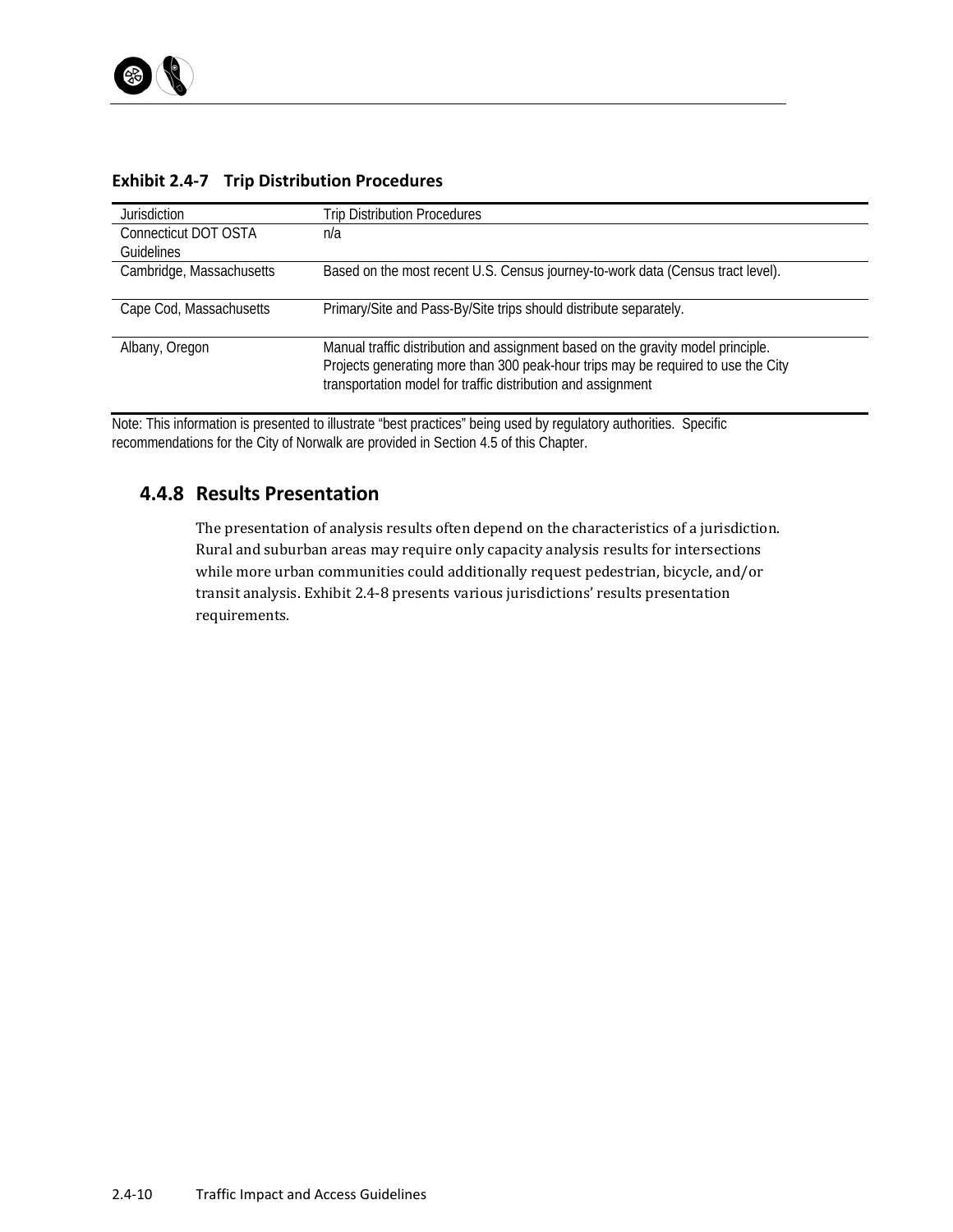**Exhibit 2.4-7 Trip Distribution Procedures**

| Jurisdiction | Trip Distribution Procedures |
|---|---|
| Connecticut DOT OSTA Guidelines | n/a |
| Cambridge, Massachusetts | Based on the most recent U.S. Census journey-to-work data (Census tract level). |
| Cape Cod, Massachusetts | Primary/Site and Pass-By/Site trips should distribute separately. |
| Albany, Oregon | Manual traffic distribution and assignment based on the gravity model principle. Projects generating more than 300 peak-hour trips may be required to use the City transportation model for traffic distribution and assignment |

Note: This information is presented to illustrate "best practices" being used by regulatory authorities. Specific recommendations for the City of Norwalk are provided in Section 4.5 of this Chapter.

### 4.4.8 Results Presentation

The presentation of analysis results often depend on the characteristics of a jurisdiction. Rural and suburban areas may require only capacity analysis results for intersections while more urban communities could additionally request pedestrian, bicycle, and/or transit analysis. Exhibit 2.4-8 presents various jurisdictions' results presentation requirements.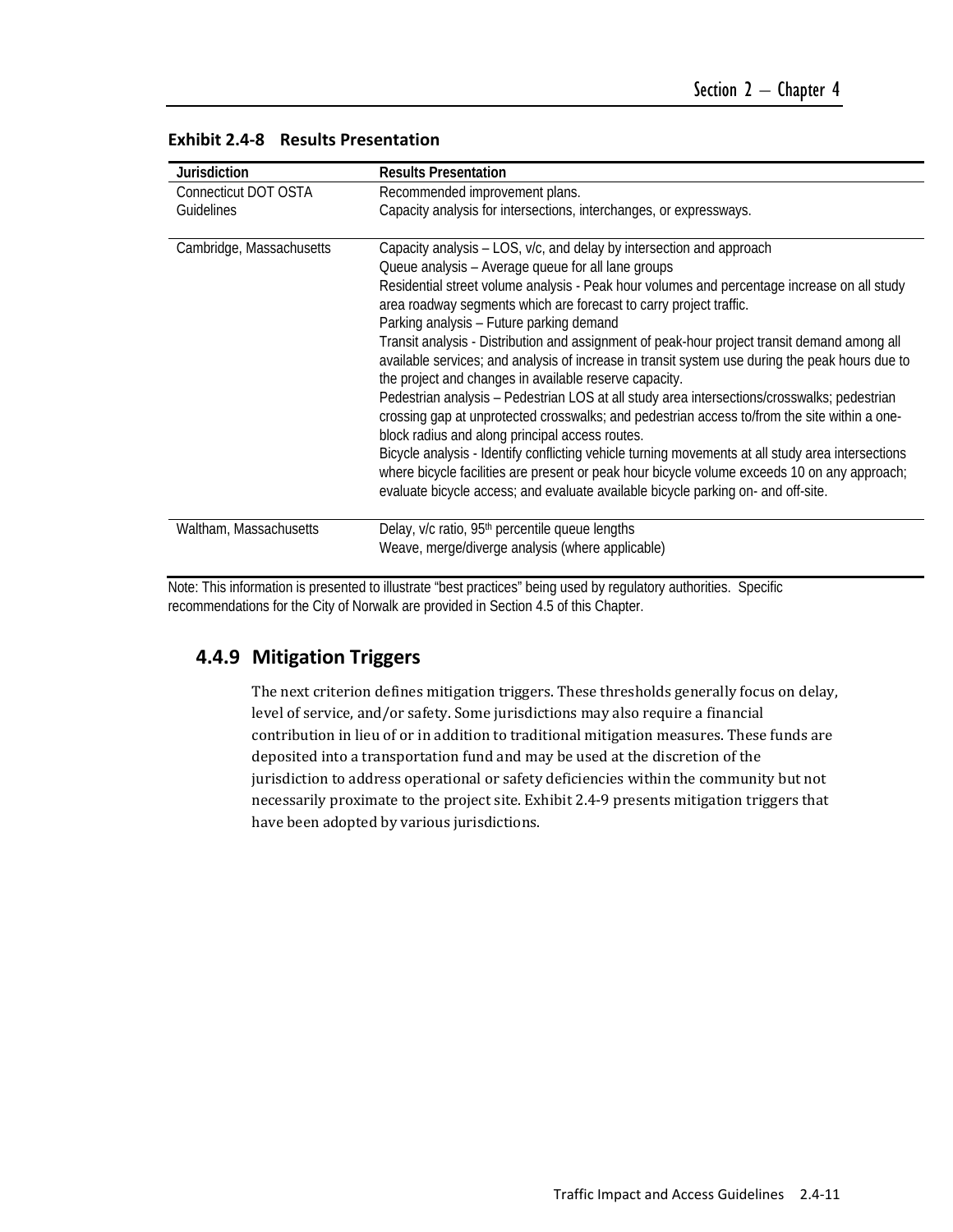**Exhibit 2.4-8 Results Presentation**

| Jurisdiction | Results Presentation |
|---|---|
| Connecticut DOT OSTA Guidelines | Recommended improvement plans.<br>Capacity analysis for intersections, interchanges, or expressways. |
| Cambridge, Massachusetts | Capacity analysis – LOS, v/c, and delay by intersection and approach<br>Queue analysis – Average queue for all lane groups<br>Residential street volume analysis - Peak hour volumes and percentage increase on all study area roadway segments which are forecast to carry project traffic.<br>Parking analysis – Future parking demand<br>Transit analysis - Distribution and assignment of peak-hour project transit demand among all available services; and analysis of increase in transit system use during the peak hours due to the project and changes in available reserve capacity.<br>Pedestrian analysis – Pedestrian LOS at all study area intersections/crosswalks; pedestrian crossing gap at unprotected crosswalks; and pedestrian access to/from the site within a one-block radius and along principal access routes.<br>Bicycle analysis - Identify conflicting vehicle turning movements at all study area intersections where bicycle facilities are present or peak hour bicycle volume exceeds 10 on any approach; evaluate bicycle access; and evaluate available bicycle parking on- and off-site. |
| Waltham, Massachusetts | Delay, v/c ratio, 95th percentile queue lengths<br>Weave, merge/diverge analysis (where applicable) |

Note: This information is presented to illustrate "best practices" being used by regulatory authorities. Specific recommendations for the City of Norwalk are provided in Section 4.5 of this Chapter.

### 4.4.9 Mitigation Triggers

The next criterion defines mitigation triggers. These thresholds generally focus on delay, level of service, and/or safety. Some jurisdictions may also require a financial contribution in lieu of or in addition to traditional mitigation measures. These funds are deposited into a transportation fund and may be used at the discretion of the jurisdiction to address operational or safety deficiencies within the community but not necessarily proximate to the project site. Exhibit 2.4-9 presents mitigation triggers that have been adopted by various jurisdictions.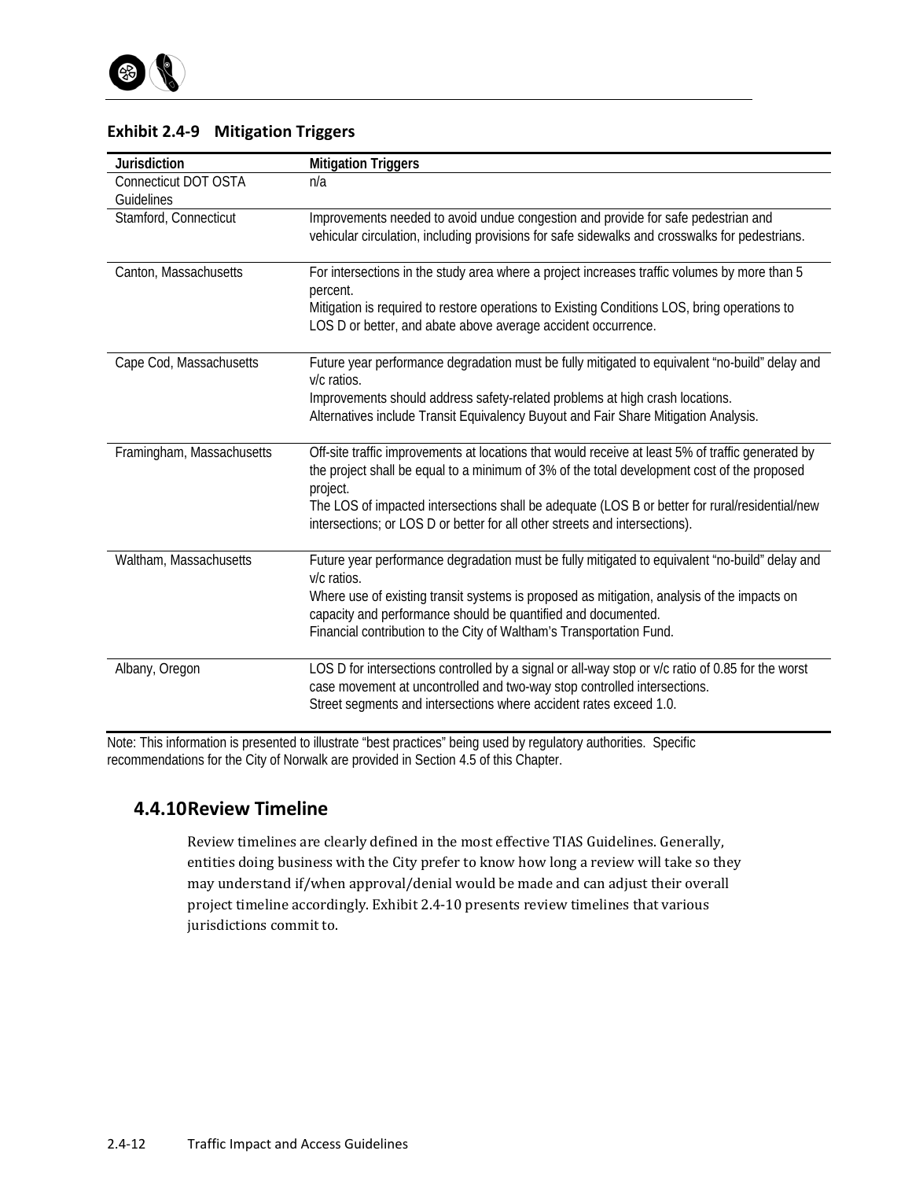**Exhibit 2.4-9 Mitigation Triggers**

| Jurisdiction | Mitigation Triggers |
|---|---|
| Connecticut DOT OSTA Guidelines | n/a |
| Stamford, Connecticut | Improvements needed to avoid undue congestion and provide for safe pedestrian and vehicular circulation, including provisions for safe sidewalks and crosswalks for pedestrians. |
| Canton, Massachusetts | For intersections in the study area where a project increases traffic volumes by more than 5 percent.<br>Mitigation is required to restore operations to Existing Conditions LOS, bring operations to LOS D or better, and abate above average accident occurrence. |
| Cape Cod, Massachusetts | Future year performance degradation must be fully mitigated to equivalent "no-build" delay and v/c ratios.<br>Improvements should address safety-related problems at high crash locations.<br>Alternatives include Transit Equivalency Buyout and Fair Share Mitigation Analysis. |
| Framingham, Massachusetts | Off-site traffic improvements at locations that would receive at least 5% of traffic generated by the project shall be equal to a minimum of 3% of the total development cost of the proposed project.<br>The LOS of impacted intersections shall be adequate (LOS B or better for rural/residential/new intersections; or LOS D or better for all other streets and intersections). |
| Waltham, Massachusetts | Future year performance degradation must be fully mitigated to equivalent "no-build" delay and v/c ratios.<br>Where use of existing transit systems is proposed as mitigation, analysis of the impacts on capacity and performance should be quantified and documented.<br>Financial contribution to the City of Waltham's Transportation Fund. |
| Albany, Oregon | LOS D for intersections controlled by a signal or all-way stop or v/c ratio of 0.85 for the worst case movement at uncontrolled and two-way stop controlled intersections.<br>Street segments and intersections where accident rates exceed 1.0. |

Note: This information is presented to illustrate "best practices" being used by regulatory authorities. Specific recommendations for the City of Norwalk are provided in Section 4.5 of this Chapter.

## 4.4.10 Review Timeline

Review timelines are clearly defined in the most effective TIAS Guidelines. Generally, entities doing business with the City prefer to know how long a review will take so they may understand if/when approval/denial would be made and can adjust their overall project timeline accordingly. Exhibit 2.4-10 presents review timelines that various jurisdictions commit to.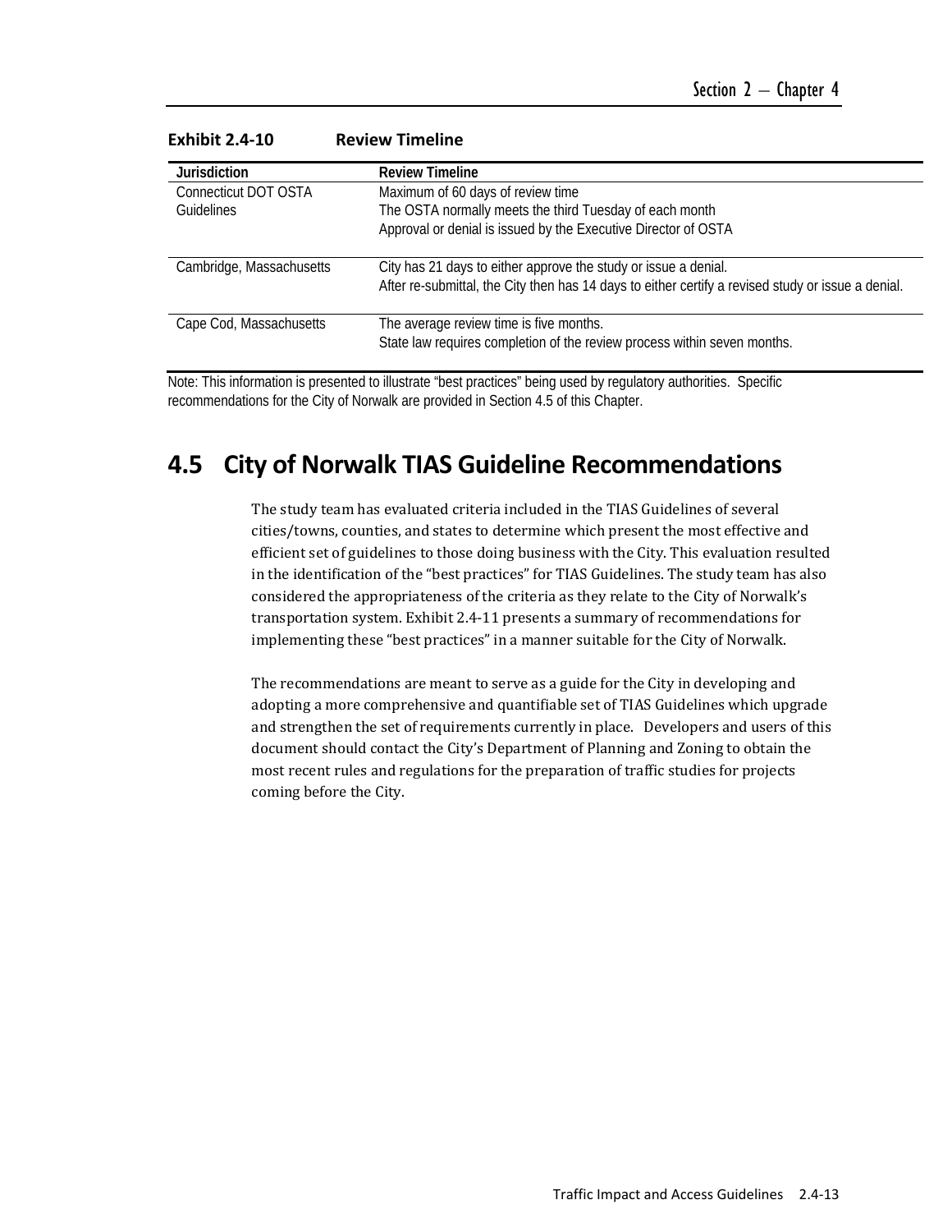**Exhibit 2.4-10 Review Timeline**

| Jurisdiction | Review Timeline |
|---|---|
| Connecticut DOT OSTA Guidelines | Maximum of 60 days of review time<br>The OSTA normally meets the third Tuesday of each month<br>Approval or denial is issued by the Executive Director of OSTA |
| Cambridge, Massachusetts | City has 21 days to either approve the study or issue a denial.<br>After re-submittal, the City then has 14 days to either certify a revised study or issue a denial. |
| Cape Cod, Massachusetts | The average review time is five months.<br>State law requires completion of the review process within seven months. |

Note: This information is presented to illustrate "best practices" being used by regulatory authorities. Specific recommendations for the City of Norwalk are provided in Section 4.5 of this Chapter.

## 4.5 City of Norwalk TIAS Guideline Recommendations

The study team has evaluated criteria included in the TIAS Guidelines of several cities/towns, counties, and states to determine which present the most effective and efficient set of guidelines to those doing business with the City. This evaluation resulted in the identification of the "best practices" for TIAS Guidelines. The study team has also considered the appropriateness of the criteria as they relate to the City of Norwalk's transportation system. Exhibit 2.4-11 presents a summary of recommendations for implementing these "best practices" in a manner suitable for the City of Norwalk.

The recommendations are meant to serve as a guide for the City in developing and adopting a more comprehensive and quantifiable set of TIAS Guidelines which upgrade and strengthen the set of requirements currently in place. Developers and users of this document should contact the City's Department of Planning and Zoning to obtain the most recent rules and regulations for the preparation of traffic studies for projects coming before the City.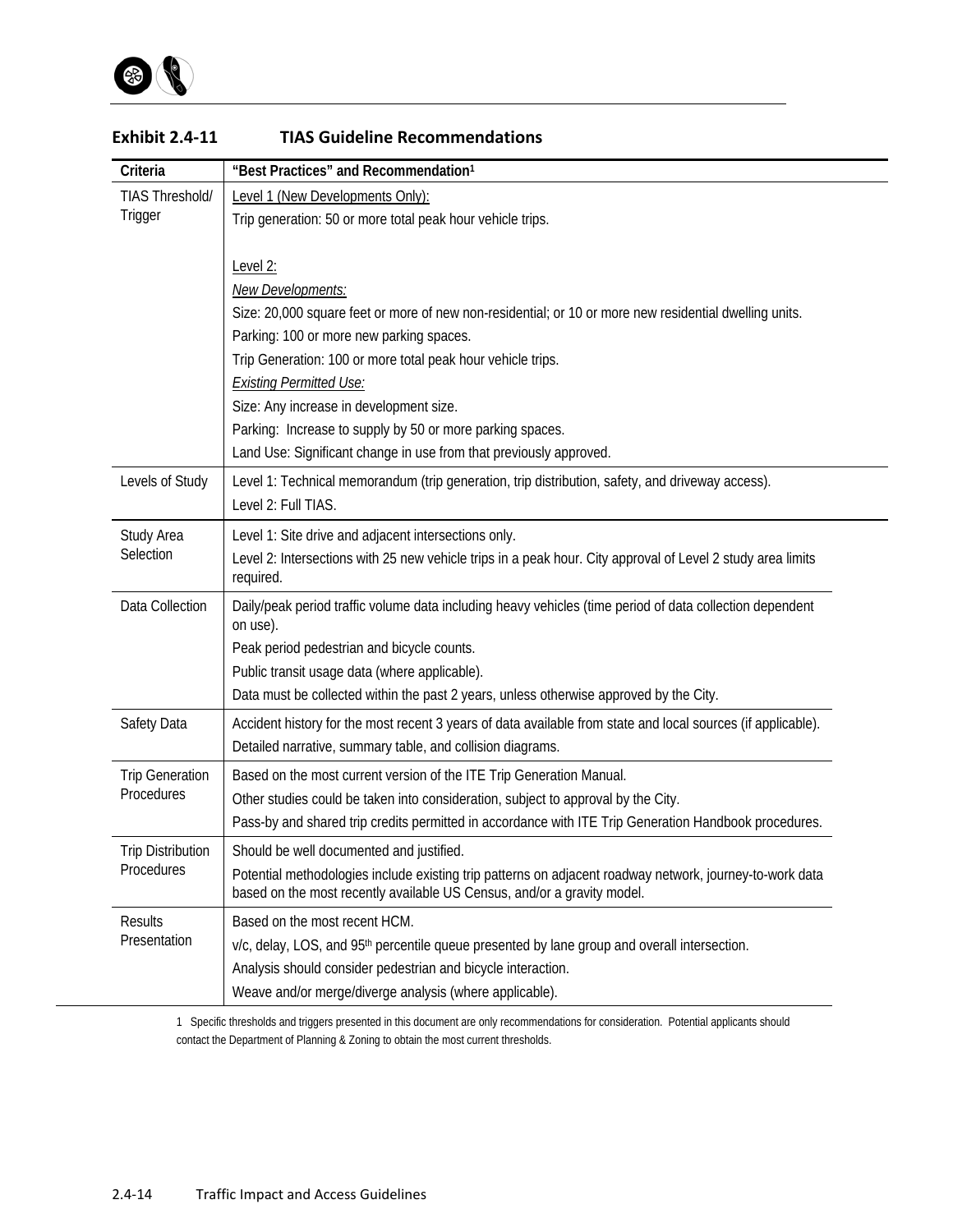**Exhibit 2.4-11 TIAS Guideline Recommendations**

| Criteria | "Best Practices" and Recommendation[1] |
|---|---|
| TIAS Threshold/ Trigger | Level 1 (New Developments Only):<br>Trip generation: 50 or more total peak hour vehicle trips.<br><br>Level 2:<br>*New Developments:*<br>Size: 20,000 square feet or more of new non-residential; or 10 or more new residential dwelling units.<br>Parking: 100 or more new parking spaces.<br>Trip Generation: 100 or more total peak hour vehicle trips.<br>*Existing Permitted Use:*<br>Size: Any increase in development size.<br>Parking: Increase to supply by 50 or more parking spaces.<br>Land Use: Significant change in use from that previously approved. |
| Levels of Study | Level 1: Technical memorandum (trip generation, trip distribution, safety, and driveway access).<br>Level 2: Full TIAS. |
| Study Area Selection | Level 1: Site drive and adjacent intersections only.<br>Level 2: Intersections with 25 new vehicle trips in a peak hour. City approval of Level 2 study area limits required. |
| Data Collection | Daily/peak period traffic volume data including heavy vehicles (time period of data collection dependent on use).<br>Peak period pedestrian and bicycle counts.<br>Public transit usage data (where applicable).<br>Data must be collected within the past 2 years, unless otherwise approved by the City. |
| Safety Data | Accident history for the most recent 3 years of data available from state and local sources (if applicable).<br>Detailed narrative, summary table, and collision diagrams. |
| Trip Generation Procedures | Based on the most current version of the ITE Trip Generation Manual.<br>Other studies could be taken into consideration, subject to approval by the City.<br>Pass-by and shared trip credits permitted in accordance with ITE Trip Generation Handbook procedures. |
| Trip Distribution Procedures | Should be well documented and justified.<br>Potential methodologies include existing trip patterns on adjacent roadway network, journey-to-work data based on the most recently available US Census, and/or a gravity model. |
| Results Presentation | Based on the most recent HCM.<br>v/c, delay, LOS, and 95th percentile queue presented by lane group and overall intersection.<br>Analysis should consider pedestrian and bicycle interaction.<br>Weave and/or merge/diverge analysis (where applicable). |

1 Specific thresholds and triggers presented in this document are only recommendations for consideration. Potential applicants should contact the Department of Planning & Zoning to obtain the most current thresholds.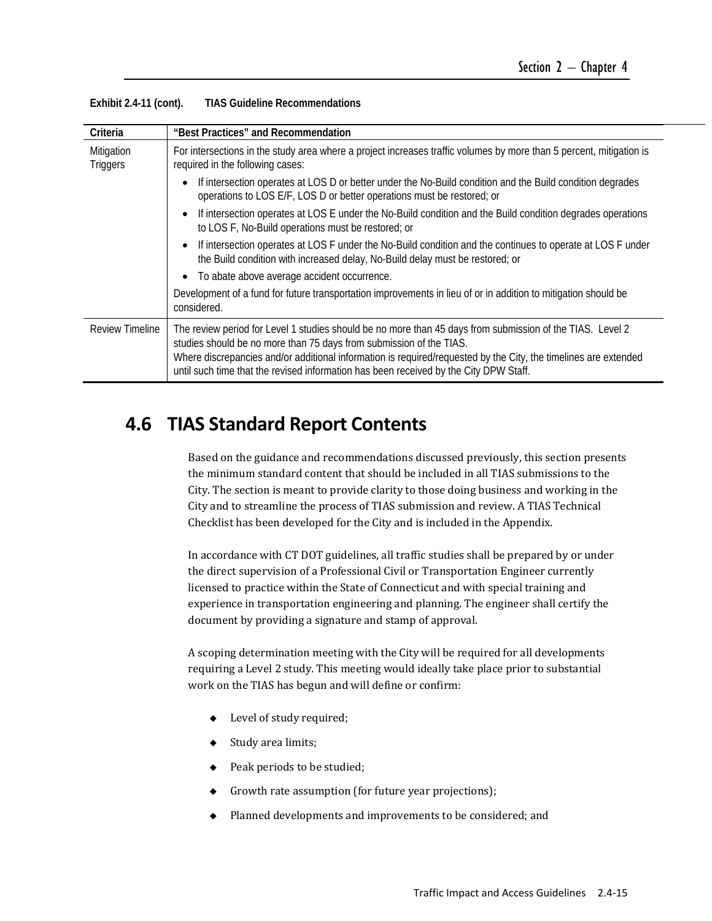**Exhibit 2.4-11 (cont). TIAS Guideline Recommendations**

| Criteria | "Best Practices" and Recommendation |
|---|---|
| Mitigation Triggers | For intersections in the study area where a project increases traffic volumes by more than 5 percent, mitigation is required in the following cases:<br>• If intersection operates at LOS D or better under the No-Build condition and the Build condition degrades operations to LOS E/F, LOS D or better operations must be restored; or<br>• If intersection operates at LOS E under the No-Build condition and the Build condition degrades operations to LOS F, No-Build operations must be restored; or<br>• If intersection operates at LOS F under the No-Build condition and the continues to operate at LOS F under the Build condition with increased delay, No-Build delay must be restored; or<br>• To abate above average accident occurrence.<br>Development of a fund for future transportation improvements in lieu of or in addition to mitigation should be considered. |
| Review Timeline | The review period for Level 1 studies should be no more than 45 days from submission of the TIAS. Level 2 studies should be no more than 75 days from submission of the TIAS.<br>Where discrepancies and/or additional information is required/requested by the City, the timelines are extended until such time that the revised information has been received by the City DPW Staff. |

## 4.6 TIAS Standard Report Contents

Based on the guidance and recommendations discussed previously, this section presents the minimum standard content that should be included in all TIAS submissions to the City. The section is meant to provide clarity to those doing business and working in the City and to streamline the process of TIAS submission and review. A TIAS Technical Checklist has been developed for the City and is included in the Appendix.

In accordance with CT DOT guidelines, all traffic studies shall be prepared by or under the direct supervision of a Professional Civil or Transportation Engineer currently licensed to practice within the State of Connecticut and with special training and experience in transportation engineering and planning. The engineer shall certify the document by providing a signature and stamp of approval.

A scoping determination meeting with the City will be required for all developments requiring a Level 2 study. This meeting would ideally take place prior to substantial work on the TIAS has begun and will define or confirm:

- Level of study required;
- Study area limits;
- Peak periods to be studied;
- Growth rate assumption (for future year projections);
- Planned developments and improvements to be considered; and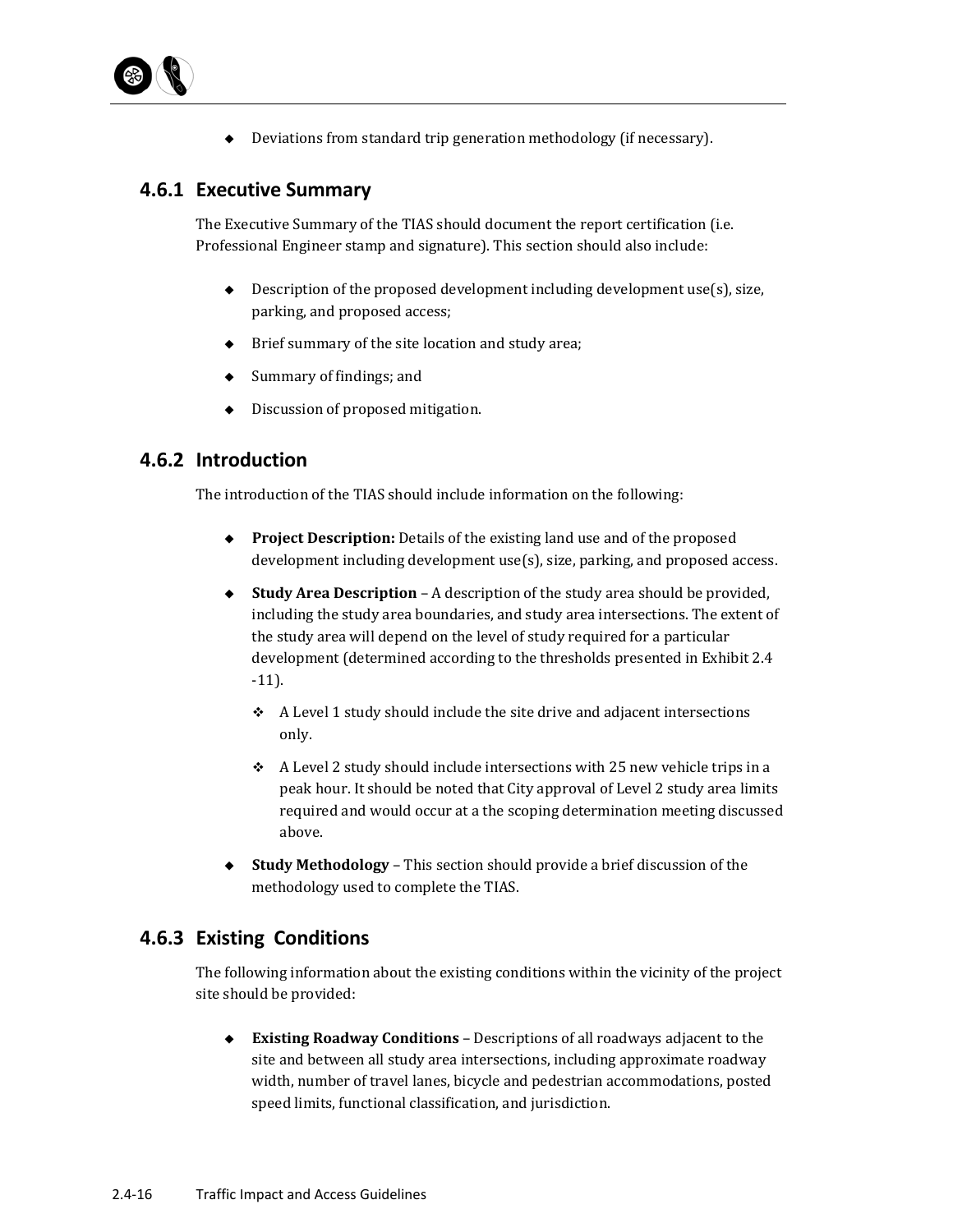- Deviations from standard trip generation methodology (if necessary).

### 4.6.1 Executive Summary

The Executive Summary of the TIAS should document the report certification (i.e. Professional Engineer stamp and signature). This section should also include:

- Description of the proposed development including development use(s), size, parking, and proposed access;
- Brief summary of the site location and study area;
- Summary of findings; and
- Discussion of proposed mitigation.

### 4.6.2 Introduction

The introduction of the TIAS should include information on the following:

- **Project Description:** Details of the existing land use and of the proposed development including development use(s), size, parking, and proposed access.
- **Study Area Description** – A description of the study area should be provided, including the study area boundaries, and study area intersections. The extent of the study area will depend on the level of study required for a particular development (determined according to the thresholds presented in Exhibit 2.4 -11).
    - A Level 1 study should include the site drive and adjacent intersections only.
    - A Level 2 study should include intersections with 25 new vehicle trips in a peak hour. It should be noted that City approval of Level 2 study area limits required and would occur at a the scoping determination meeting discussed above.
- **Study Methodology** – This section should provide a brief discussion of the methodology used to complete the TIAS.

### 4.6.3 Existing Conditions

The following information about the existing conditions within the vicinity of the project site should be provided:

- **Existing Roadway Conditions** – Descriptions of all roadways adjacent to the site and between all study area intersections, including approximate roadway width, number of travel lanes, bicycle and pedestrian accommodations, posted speed limits, functional classification, and jurisdiction.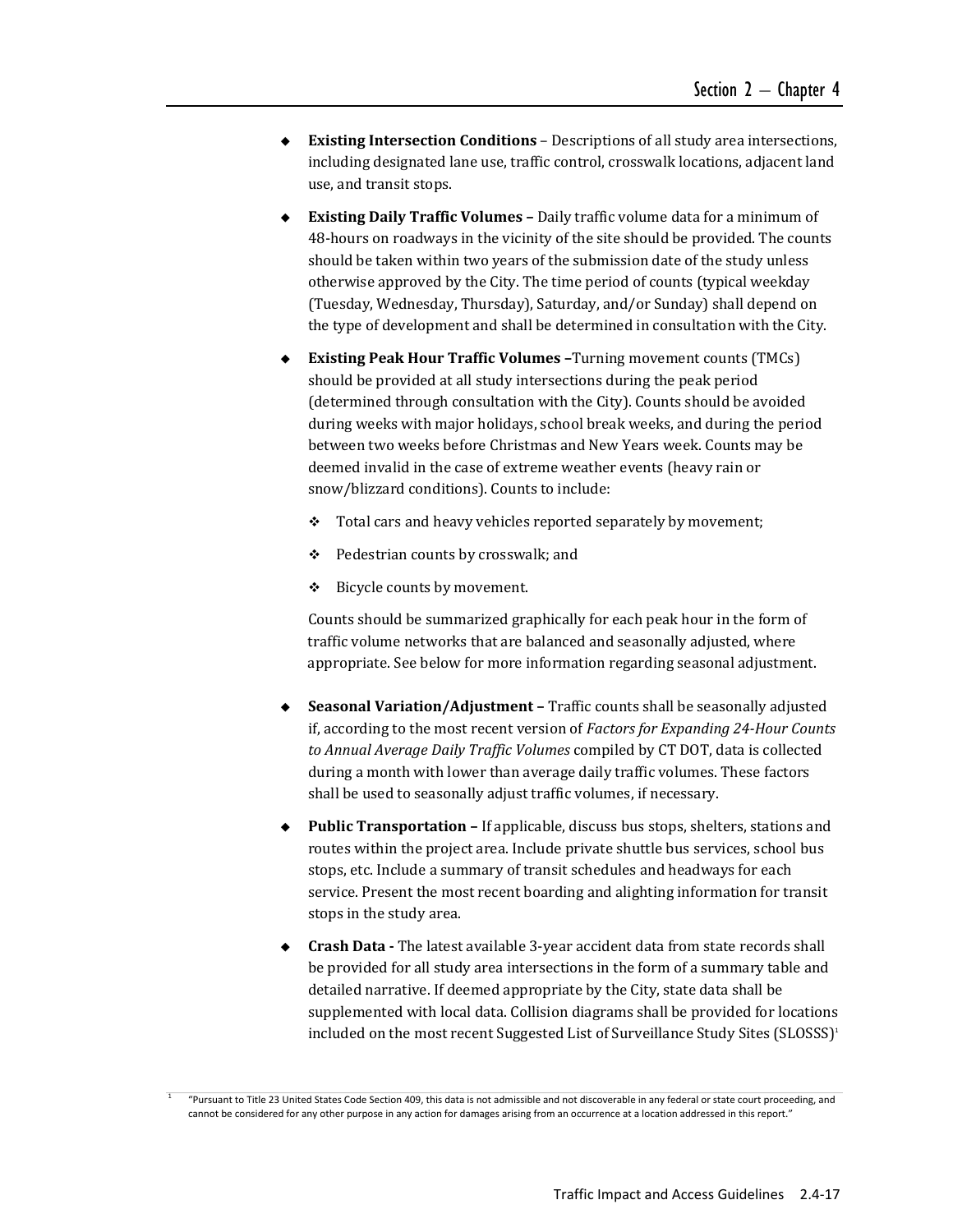- **Existing Intersection Conditions** – Descriptions of all study area intersections, including designated lane use, traffic control, crosswalk locations, adjacent land use, and transit stops.

- **Existing Daily Traffic Volumes –** Daily traffic volume data for a minimum of 48-hours on roadways in the vicinity of the site should be provided. The counts should be taken within two years of the submission date of the study unless otherwise approved by the City. The time period of counts (typical weekday (Tuesday, Wednesday, Thursday), Saturday, and/or Sunday) shall depend on the type of development and shall be determined in consultation with the City.

- **Existing Peak Hour Traffic Volumes –**Turning movement counts (TMCs) should be provided at all study intersections during the peak period (determined through consultation with the City). Counts should be avoided during weeks with major holidays, school break weeks, and during the period between two weeks before Christmas and New Years week. Counts may be deemed invalid in the case of extreme weather events (heavy rain or snow/blizzard conditions). Counts to include:

  - Total cars and heavy vehicles reported separately by movement;
  - Pedestrian counts by crosswalk; and
  - Bicycle counts by movement.

  Counts should be summarized graphically for each peak hour in the form of traffic volume networks that are balanced and seasonally adjusted, where appropriate. See below for more information regarding seasonal adjustment.

- **Seasonal Variation/Adjustment –** Traffic counts shall be seasonally adjusted if, according to the most recent version of *Factors for Expanding 24-Hour Counts to Annual Average Daily Traffic Volumes* compiled by CT DOT, data is collected during a month with lower than average daily traffic volumes. These factors shall be used to seasonally adjust traffic volumes, if necessary.

- **Public Transportation –** If applicable, discuss bus stops, shelters, stations and routes within the project area. Include private shuttle bus services, school bus stops, etc. Include a summary of transit schedules and headways for each service. Present the most recent boarding and alighting information for transit stops in the study area.

- **Crash Data -** The latest available 3-year accident data from state records shall be provided for all study area intersections in the form of a summary table and detailed narrative. If deemed appropriate by the City, state data shall be supplemented with local data. Collision diagrams shall be provided for locations included on the most recent Suggested List of Surveillance Study Sites (SLOSSS)[1]

[1] "Pursuant to Title 23 United States Code Section 409, this data is not admissible and not discoverable in any federal or state court proceeding, and cannot be considered for any other purpose in any action for damages arising from an occurrence at a location addressed in this report."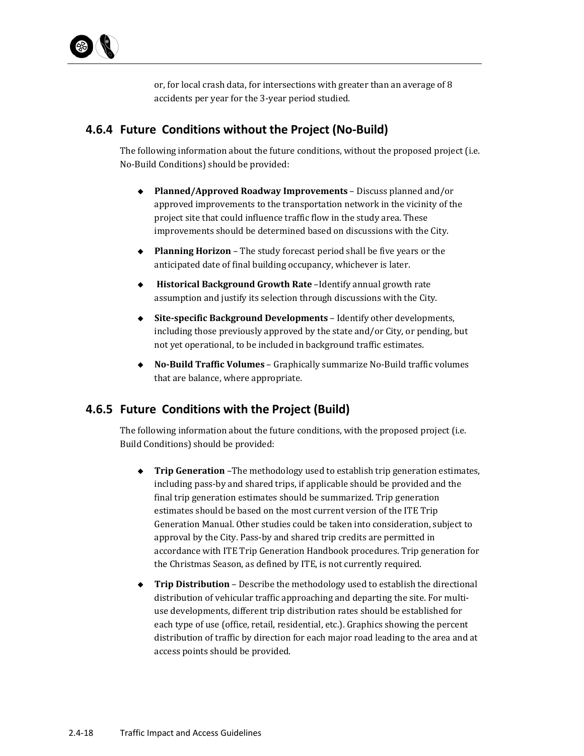or, for local crash data, for intersections with greater than an average of 8 accidents per year for the 3-year period studied.

### 4.6.4 Future Conditions without the Project (No-Build)

The following information about the future conditions, without the proposed project (i.e. No-Build Conditions) should be provided:

- **Planned/Approved Roadway Improvements** – Discuss planned and/or approved improvements to the transportation network in the vicinity of the project site that could influence traffic flow in the study area. These improvements should be determined based on discussions with the City.
- **Planning Horizon** – The study forecast period shall be five years or the anticipated date of final building occupancy, whichever is later.
- **Historical Background Growth Rate** –Identify annual growth rate assumption and justify its selection through discussions with the City.
- **Site-specific Background Developments** – Identify other developments, including those previously approved by the state and/or City, or pending, but not yet operational, to be included in background traffic estimates.
- **No-Build Traffic Volumes** – Graphically summarize No-Build traffic volumes that are balance, where appropriate.

### 4.6.5 Future Conditions with the Project (Build)

The following information about the future conditions, with the proposed project (i.e. Build Conditions) should be provided:

- **Trip Generation** –The methodology used to establish trip generation estimates, including pass-by and shared trips, if applicable should be provided and the final trip generation estimates should be summarized. Trip generation estimates should be based on the most current version of the ITE Trip Generation Manual. Other studies could be taken into consideration, subject to approval by the City. Pass-by and shared trip credits are permitted in accordance with ITE Trip Generation Handbook procedures. Trip generation for the Christmas Season, as defined by ITE, is not currently required.
- **Trip Distribution** – Describe the methodology used to establish the directional distribution of vehicular traffic approaching and departing the site. For multi-use developments, different trip distribution rates should be established for each type of use (office, retail, residential, etc.). Graphics showing the percent distribution of traffic by direction for each major road leading to the area and at access points should be provided.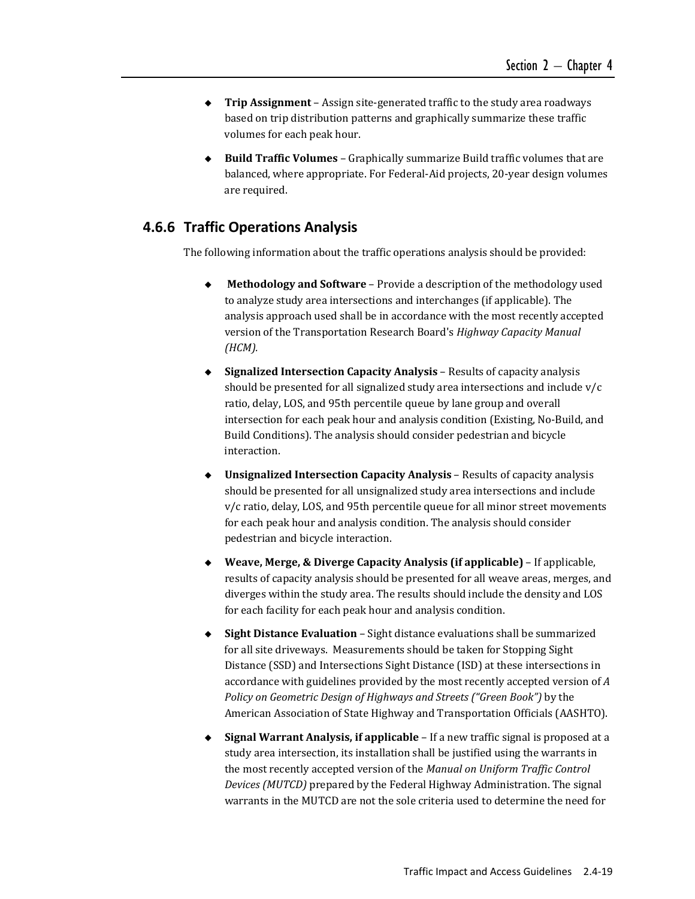- **Trip Assignment** – Assign site-generated traffic to the study area roadways based on trip distribution patterns and graphically summarize these traffic volumes for each peak hour.

- **Build Traffic Volumes** – Graphically summarize Build traffic volumes that are balanced, where appropriate. For Federal-Aid projects, 20-year design volumes are required.

## 4.6.6 Traffic Operations Analysis

The following information about the traffic operations analysis should be provided:

- **Methodology and Software** – Provide a description of the methodology used to analyze study area intersections and interchanges (if applicable). The analysis approach used shall be in accordance with the most recently accepted version of the Transportation Research Board's *Highway Capacity Manual (HCM).*

- **Signalized Intersection Capacity Analysis** – Results of capacity analysis should be presented for all signalized study area intersections and include v/c ratio, delay, LOS, and 95th percentile queue by lane group and overall intersection for each peak hour and analysis condition (Existing, No-Build, and Build Conditions). The analysis should consider pedestrian and bicycle interaction.

- **Unsignalized Intersection Capacity Analysis** – Results of capacity analysis should be presented for all unsignalized study area intersections and include v/c ratio, delay, LOS, and 95th percentile queue for all minor street movements for each peak hour and analysis condition. The analysis should consider pedestrian and bicycle interaction.

- **Weave, Merge, & Diverge Capacity Analysis (if applicable)** – If applicable, results of capacity analysis should be presented for all weave areas, merges, and diverges within the study area. The results should include the density and LOS for each facility for each peak hour and analysis condition.

- **Sight Distance Evaluation** – Sight distance evaluations shall be summarized for all site driveways. Measurements should be taken for Stopping Sight Distance (SSD) and Intersections Sight Distance (ISD) at these intersections in accordance with guidelines provided by the most recently accepted version of *A Policy on Geometric Design of Highways and Streets ("Green Book")* by the American Association of State Highway and Transportation Officials (AASHTO).

- **Signal Warrant Analysis, if applicable** – If a new traffic signal is proposed at a study area intersection, its installation shall be justified using the warrants in the most recently accepted version of the *Manual on Uniform Traffic Control Devices (MUTCD)* prepared by the Federal Highway Administration. The signal warrants in the MUTCD are not the sole criteria used to determine the need for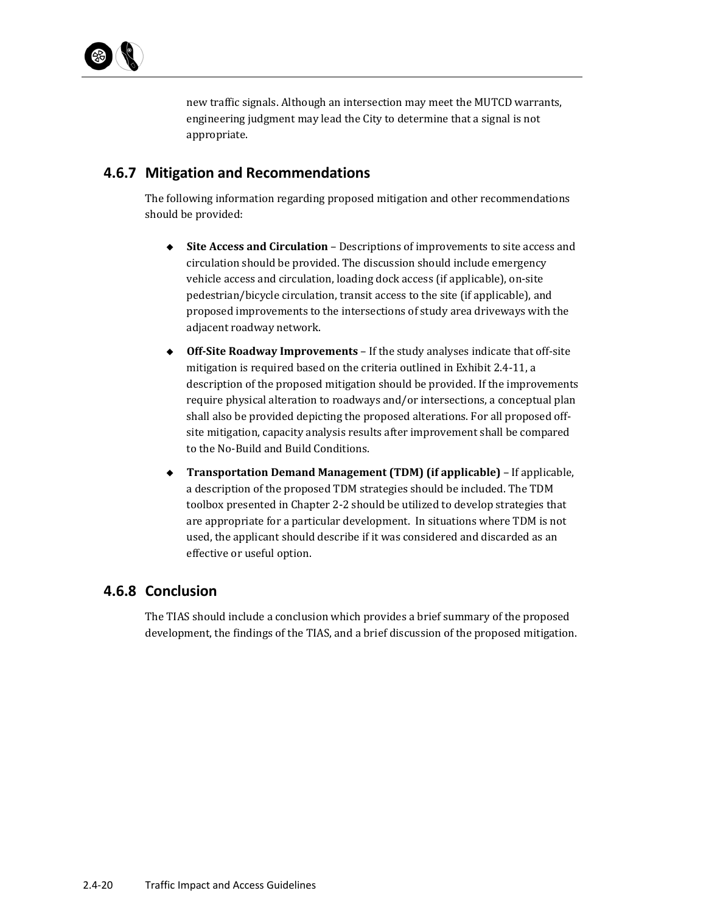new traffic signals. Although an intersection may meet the MUTCD warrants, engineering judgment may lead the City to determine that a signal is not appropriate.

### 4.6.7 Mitigation and Recommendations

The following information regarding proposed mitigation and other recommendations should be provided:

- **Site Access and Circulation** – Descriptions of improvements to site access and circulation should be provided. The discussion should include emergency vehicle access and circulation, loading dock access (if applicable), on-site pedestrian/bicycle circulation, transit access to the site (if applicable), and proposed improvements to the intersections of study area driveways with the adjacent roadway network.
- **Off-Site Roadway Improvements** – If the study analyses indicate that off-site mitigation is required based on the criteria outlined in Exhibit 2.4-11, a description of the proposed mitigation should be provided. If the improvements require physical alteration to roadways and/or intersections, a conceptual plan shall also be provided depicting the proposed alterations. For all proposed off-site mitigation, capacity analysis results after improvement shall be compared to the No-Build and Build Conditions.
- **Transportation Demand Management (TDM) (if applicable)** – If applicable, a description of the proposed TDM strategies should be included. The TDM toolbox presented in Chapter 2-2 should be utilized to develop strategies that are appropriate for a particular development. In situations where TDM is not used, the applicant should describe if it was considered and discarded as an effective or useful option.

### 4.6.8 Conclusion

The TIAS should include a conclusion which provides a brief summary of the proposed development, the findings of the TIAS, and a brief discussion of the proposed mitigation.